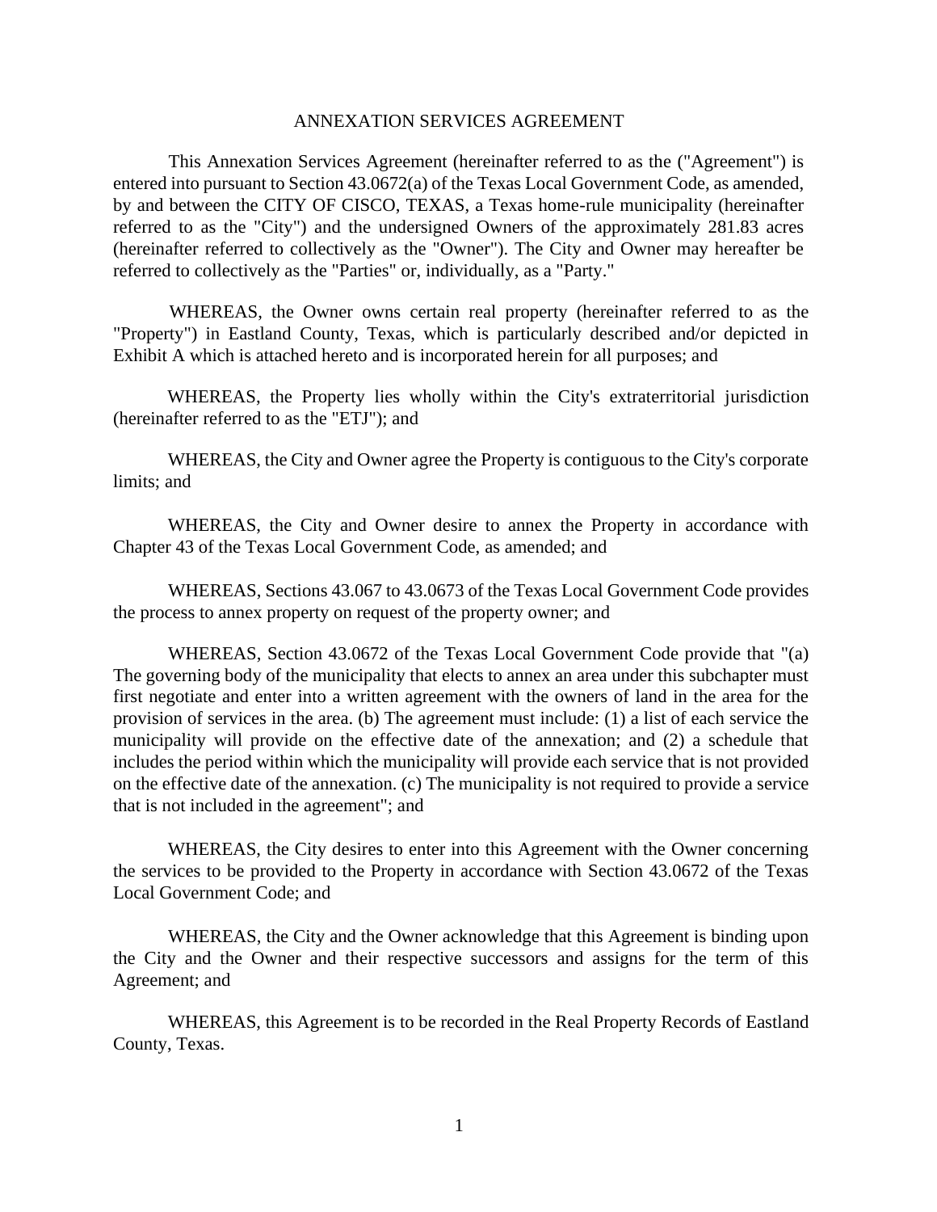# ANNEXATION SERVICES AGREEMENT

This Annexation Services Agreement (hereinafter referred to as the ("Agreement") is entered into pursuant to Section 43.0672(a) of the Texas Local Government Code, as amended, by and between the CITY OF CISCO, TEXAS, a Texas home-rule municipality (hereinafter referred to as the "City") and the undersigned Owners of the approximately 281.83 acres (hereinafter referred to collectively as the "Owner"). The City and Owner may hereafter be referred to collectively as the "Parties" or, individually, as a "Party."

WHEREAS, the Owner owns certain real property (hereinafter referred to as the "Property") in Eastland County, Texas, which is particularly described and/or depicted in Exhibit A which is attached hereto and is incorporated herein for all purposes; and

WHEREAS, the Property lies wholly within the City's extraterritorial jurisdiction (hereinafter referred to as the "ETJ"); and

WHEREAS, the City and Owner agree the Property is contiguous to the City's corporate limits; and

WHEREAS, the City and Owner desire to annex the Property in accordance with Chapter 43 of the Texas Local Government Code, as amended; and

WHEREAS, Sections 43.067 to 43.0673 of the Texas Local Government Code provides the process to annex property on request of the property owner; and

WHEREAS, Section 43.0672 of the Texas Local Government Code provide that "(a) The governing body of the municipality that elects to annex an area under this subchapter must first negotiate and enter into a written agreement with the owners of land in the area for the provision of services in the area. (b) The agreement must include: (1) a list of each service the municipality will provide on the effective date of the annexation; and (2) a schedule that includes the period within which the municipality will provide each service that is not provided on the effective date of the annexation. (c) The municipality is not required to provide a service that is not included in the agreement"; and

WHEREAS, the City desires to enter into this Agreement with the Owner concerning the services to be provided to the Property in accordance with Section 43.0672 of the Texas Local Government Code; and

WHEREAS, the City and the Owner acknowledge that this Agreement is binding upon the City and the Owner and their respective successors and assigns for the term of this Agreement; and

WHEREAS, this Agreement is to be recorded in the Real Property Records of Eastland County, Texas.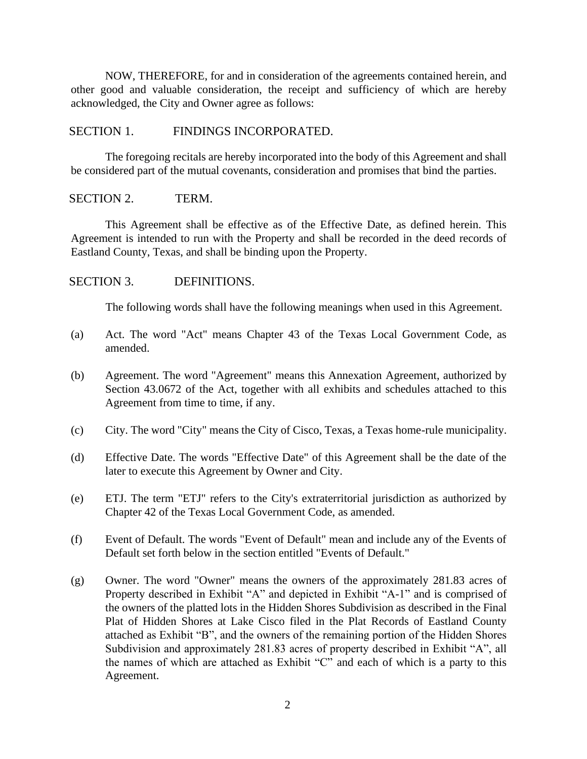NOW, THEREFORE, for and in consideration of the agreements contained herein, and other good and valuable consideration, the receipt and sufficiency of which are hereby acknowledged, the City and Owner agree as follows:

## SECTION 1. FINDINGS INCORPORATED.

The foregoing recitals are hereby incorporated into the body of this Agreement and shall be considered part of the mutual covenants, consideration and promises that bind the parties.

## SECTION 2. TERM.

This Agreement shall be effective as of the Effective Date, as defined herein. This Agreement is intended to run with the Property and shall be recorded in the deed records of Eastland County, Texas, and shall be binding upon the Property.

## SECTION 3. DEFINITIONS.

The following words shall have the following meanings when used in this Agreement.

(a) Act. The word "Act" means Chapter 43 of the Texas Local Government Code, as amended.

(b) Agreement. The word "Agreement" means this Annexation Agreement, authorized by Section 43.0672 of the Act, together with all exhibits and schedules attached to this Agreement from time to time, if any.

(c) City. The word "City" means the City of Cisco, Texas, a Texas home-rule municipality.

(d) Effective Date. The words "Effective Date" of this Agreement shall be the date of the later to execute this Agreement by Owner and City.

(e) ETJ. The term "ETJ" refers to the City's extraterritorial jurisdiction as authorized by Chapter 42 of the Texas Local Government Code, as amended.

(f) Event of Default. The words "Event of Default" mean and include any of the Events of Default set forth below in the section entitled "Events of Default."

(g) Owner. The word "Owner" means the owners of the approximately 281.83 acres of Property described in Exhibit "A" and depicted in Exhibit "A-1" and is comprised of the owners of the platted lots in the Hidden Shores Subdivision as described in the Final Plat of Hidden Shores at Lake Cisco filed in the Plat Records of Eastland County attached as Exhibit "B", and the owners of the remaining portion of the Hidden Shores Subdivision and approximately 281.83 acres of property described in Exhibit "A", all the names of which are attached as Exhibit "C" and each of which is a party to this Agreement.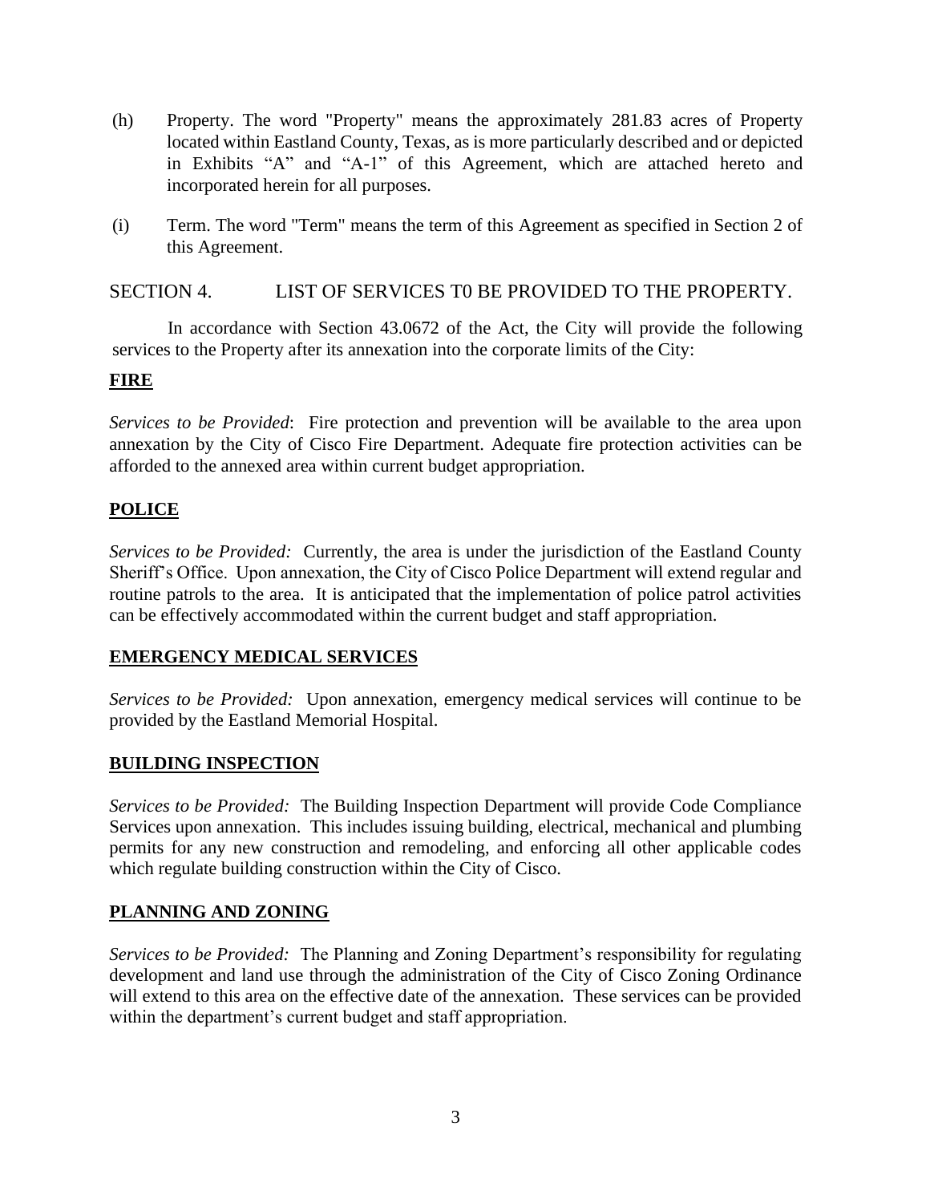(h) Property. The word "Property" means the approximately 281.83 acres of Property located within Eastland County, Texas, as is more particularly described and or depicted in Exhibits "A" and "A-1" of this Agreement, which are attached hereto and incorporated herein for all purposes.

(i) Term. The word "Term" means the term of this Agreement as specified in Section 2 of this Agreement.

## SECTION 4. LIST OF SERVICES T0 BE PROVIDED TO THE PROPERTY.

In accordance with Section 43.0672 of the Act, the City will provide the following services to the Property after its annexation into the corporate limits of the City:

### FIRE

*Services to be Provided*: Fire protection and prevention will be available to the area upon annexation by the City of Cisco Fire Department. Adequate fire protection activities can be afforded to the annexed area within current budget appropriation.

### POLICE

*Services to be Provided:* Currently, the area is under the jurisdiction of the Eastland County Sheriff's Office. Upon annexation, the City of Cisco Police Department will extend regular and routine patrols to the area. It is anticipated that the implementation of police patrol activities can be effectively accommodated within the current budget and staff appropriation.

### EMERGENCY MEDICAL SERVICES

*Services to be Provided:* Upon annexation, emergency medical services will continue to be provided by the Eastland Memorial Hospital.

### BUILDING INSPECTION

*Services to be Provided:* The Building Inspection Department will provide Code Compliance Services upon annexation. This includes issuing building, electrical, mechanical and plumbing permits for any new construction and remodeling, and enforcing all other applicable codes which regulate building construction within the City of Cisco.

### PLANNING AND ZONING

*Services to be Provided:* The Planning and Zoning Department's responsibility for regulating development and land use through the administration of the City of Cisco Zoning Ordinance will extend to this area on the effective date of the annexation. These services can be provided within the department's current budget and staff appropriation.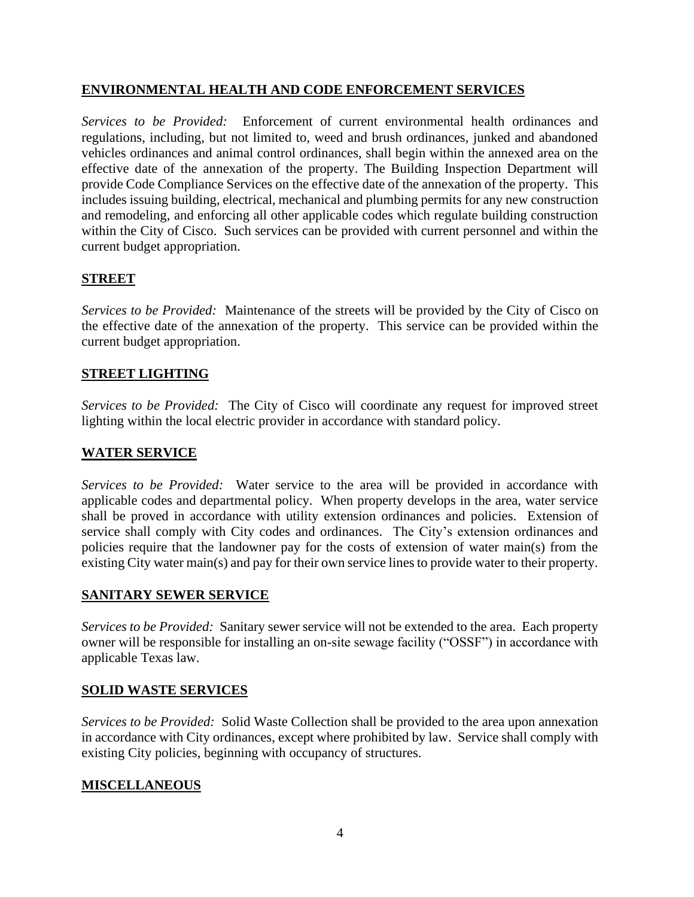## ENVIRONMENTAL HEALTH AND CODE ENFORCEMENT SERVICES

*Services to be Provided:* Enforcement of current environmental health ordinances and regulations, including, but not limited to, weed and brush ordinances, junked and abandoned vehicles ordinances and animal control ordinances, shall begin within the annexed area on the effective date of the annexation of the property. The Building Inspection Department will provide Code Compliance Services on the effective date of the annexation of the property. This includes issuing building, electrical, mechanical and plumbing permits for any new construction and remodeling, and enforcing all other applicable codes which regulate building construction within the City of Cisco. Such services can be provided with current personnel and within the current budget appropriation.

## STREET

*Services to be Provided:* Maintenance of the streets will be provided by the City of Cisco on the effective date of the annexation of the property. This service can be provided within the current budget appropriation.

## STREET LIGHTING

*Services to be Provided:* The City of Cisco will coordinate any request for improved street lighting within the local electric provider in accordance with standard policy.

## WATER SERVICE

*Services to be Provided:* Water service to the area will be provided in accordance with applicable codes and departmental policy. When property develops in the area, water service shall be proved in accordance with utility extension ordinances and policies. Extension of service shall comply with City codes and ordinances. The City's extension ordinances and policies require that the landowner pay for the costs of extension of water main(s) from the existing City water main(s) and pay for their own service lines to provide water to their property.

## SANITARY SEWER SERVICE

*Services to be Provided:* Sanitary sewer service will not be extended to the area. Each property owner will be responsible for installing an on-site sewage facility ("OSSF") in accordance with applicable Texas law.

## SOLID WASTE SERVICES

*Services to be Provided:* Solid Waste Collection shall be provided to the area upon annexation in accordance with City ordinances, except where prohibited by law. Service shall comply with existing City policies, beginning with occupancy of structures.

## MISCELLANEOUS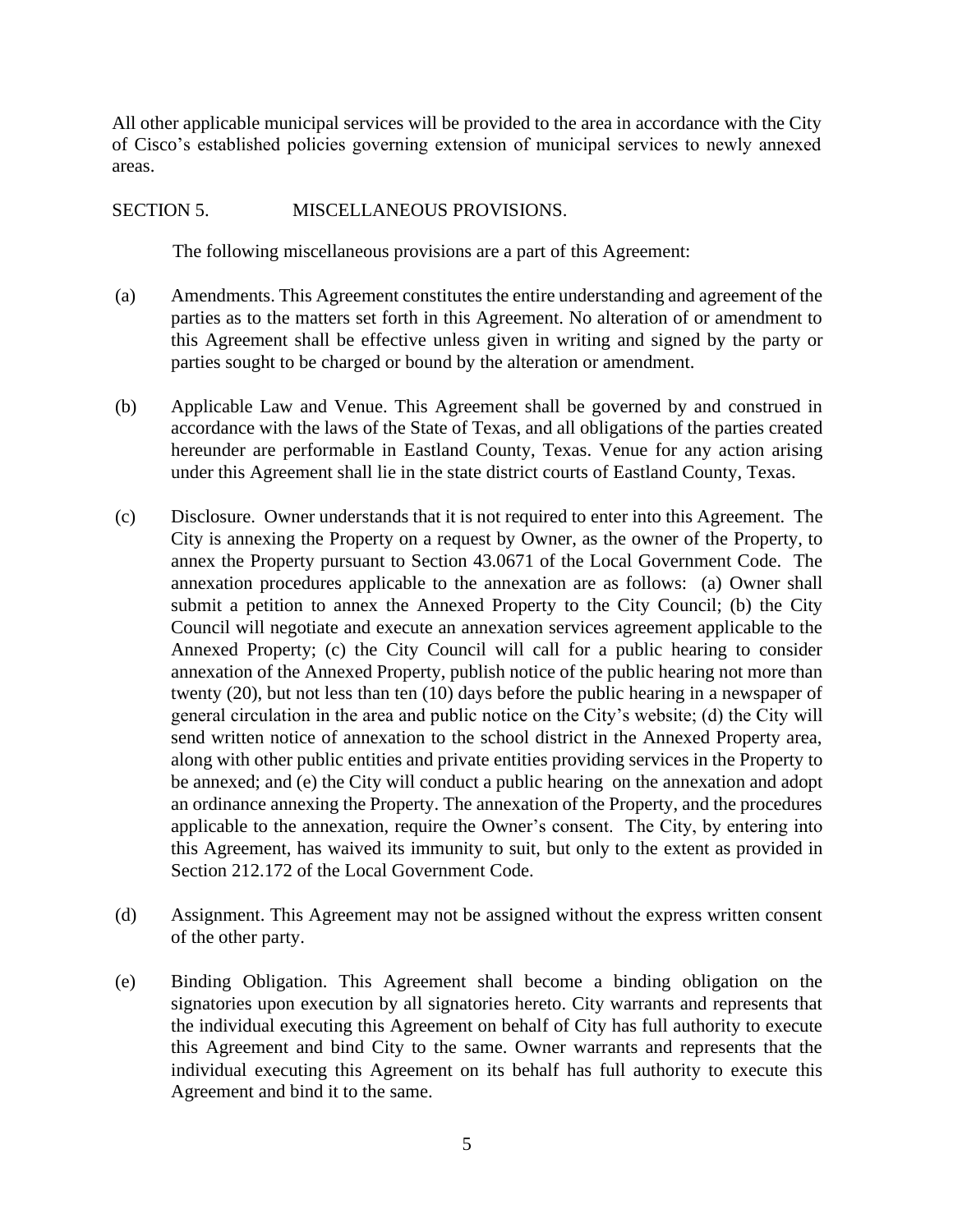All other applicable municipal services will be provided to the area in accordance with the City of Cisco's established policies governing extension of municipal services to newly annexed areas.

SECTION 5. MISCELLANEOUS PROVISIONS.

The following miscellaneous provisions are a part of this Agreement:

(a) Amendments. This Agreement constitutes the entire understanding and agreement of the parties as to the matters set forth in this Agreement. No alteration of or amendment to this Agreement shall be effective unless given in writing and signed by the party or parties sought to be charged or bound by the alteration or amendment.

(b) Applicable Law and Venue. This Agreement shall be governed by and construed in accordance with the laws of the State of Texas, and all obligations of the parties created hereunder are performable in Eastland County, Texas. Venue for any action arising under this Agreement shall lie in the state district courts of Eastland County, Texas.

(c) Disclosure. Owner understands that it is not required to enter into this Agreement. The City is annexing the Property on a request by Owner, as the owner of the Property, to annex the Property pursuant to Section 43.0671 of the Local Government Code. The annexation procedures applicable to the annexation are as follows: (a) Owner shall submit a petition to annex the Annexed Property to the City Council; (b) the City Council will negotiate and execute an annexation services agreement applicable to the Annexed Property; (c) the City Council will call for a public hearing to consider annexation of the Annexed Property, publish notice of the public hearing not more than twenty (20), but not less than ten (10) days before the public hearing in a newspaper of general circulation in the area and public notice on the City's website; (d) the City will send written notice of annexation to the school district in the Annexed Property area, along with other public entities and private entities providing services in the Property to be annexed; and (e) the City will conduct a public hearing on the annexation and adopt an ordinance annexing the Property. The annexation of the Property, and the procedures applicable to the annexation, require the Owner's consent. The City, by entering into this Agreement, has waived its immunity to suit, but only to the extent as provided in Section 212.172 of the Local Government Code.

(d) Assignment. This Agreement may not be assigned without the express written consent of the other party.

(e) Binding Obligation. This Agreement shall become a binding obligation on the signatories upon execution by all signatories hereto. City warrants and represents that the individual executing this Agreement on behalf of City has full authority to execute this Agreement and bind City to the same. Owner warrants and represents that the individual executing this Agreement on its behalf has full authority to execute this Agreement and bind it to the same.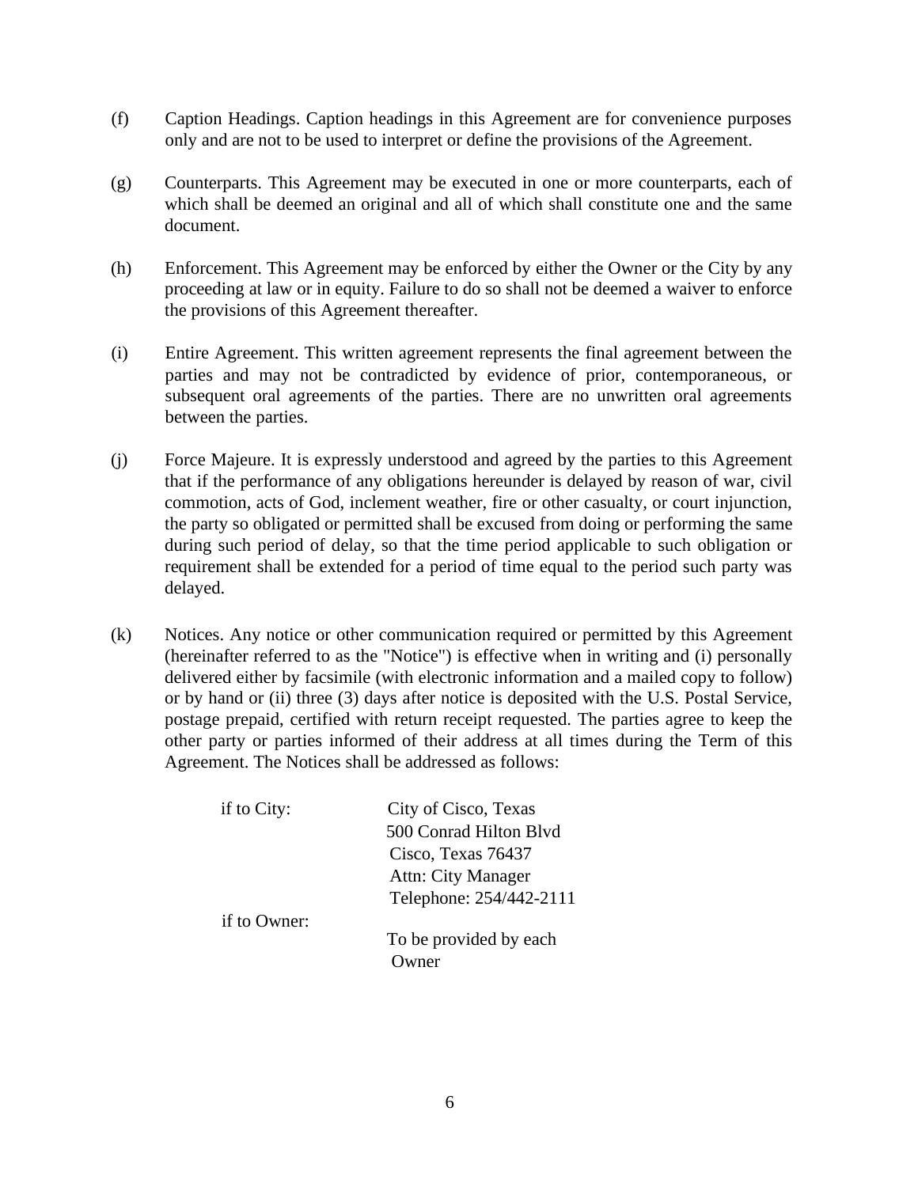(f) Caption Headings. Caption headings in this Agreement are for convenience purposes only and are not to be used to interpret or define the provisions of the Agreement.

(g) Counterparts. This Agreement may be executed in one or more counterparts, each of which shall be deemed an original and all of which shall constitute one and the same document.

(h) Enforcement. This Agreement may be enforced by either the Owner or the City by any proceeding at law or in equity. Failure to do so shall not be deemed a waiver to enforce the provisions of this Agreement thereafter.

(i) Entire Agreement. This written agreement represents the final agreement between the parties and may not be contradicted by evidence of prior, contemporaneous, or subsequent oral agreements of the parties. There are no unwritten oral agreements between the parties.

(j) Force Majeure. It is expressly understood and agreed by the parties to this Agreement that if the performance of any obligations hereunder is delayed by reason of war, civil commotion, acts of God, inclement weather, fire or other casualty, or court injunction, the party so obligated or permitted shall be excused from doing or performing the same during such period of delay, so that the time period applicable to such obligation or requirement shall be extended for a period of time equal to the period such party was delayed.

(k) Notices. Any notice or other communication required or permitted by this Agreement (hereinafter referred to as the "Notice") is effective when in writing and (i) personally delivered either by facsimile (with electronic information and a mailed copy to follow) or by hand or (ii) three (3) days after notice is deposited with the U.S. Postal Service, postage prepaid, certified with return receipt requested. The parties agree to keep the other party or parties informed of their address at all times during the Term of this Agreement. The Notices shall be addressed as follows:

if to City:
City of Cisco, Texas
500 Conrad Hilton Blvd
Cisco, Texas 76437
Attn: City Manager
Telephone: 254/442-2111

if to Owner:
To be provided by each Owner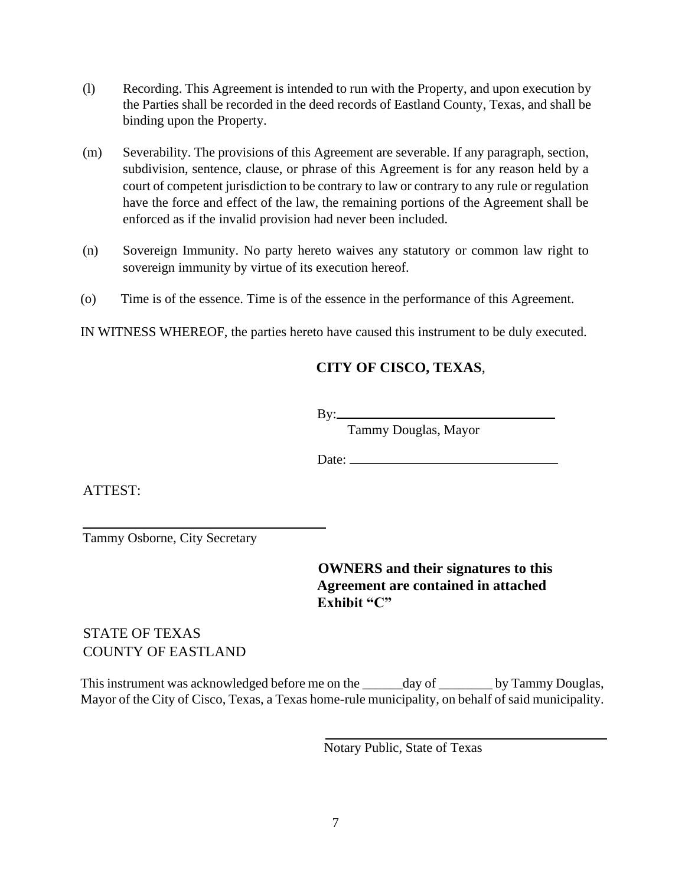(l) Recording. This Agreement is intended to run with the Property, and upon execution by the Parties shall be recorded in the deed records of Eastland County, Texas, and shall be binding upon the Property.

(m) Severability. The provisions of this Agreement are severable. If any paragraph, section, subdivision, sentence, clause, or phrase of this Agreement is for any reason held by a court of competent jurisdiction to be contrary to law or contrary to any rule or regulation have the force and effect of the law, the remaining portions of the Agreement shall be enforced as if the invalid provision had never been included.

(n) Sovereign Immunity. No party hereto waives any statutory or common law right to sovereign immunity by virtue of its execution hereof.

(o) Time is of the essence. Time is of the essence in the performance of this Agreement.

IN WITNESS WHEREOF, the parties hereto have caused this instrument to be duly executed.

**CITY OF CISCO, TEXAS**,

By:\_\_\_\_\_\_\_\_\_\_\_\_\_\_\_\_\_\_\_\_\_\_\_\_\_\_\_\_\_\_\_\_
Tammy Douglas, Mayor

Date: \_\_\_\_\_\_\_\_\_\_\_\_\_\_\_\_\_\_\_\_\_\_\_\_\_\_\_\_\_\_

ATTEST:

\_\_\_\_\_\_\_\_\_\_\_\_\_\_\_\_\_\_\_\_\_\_\_\_\_\_\_\_\_\_\_\_\_\_\_\_
Tammy Osborne, City Secretary

**OWNERS and their signatures to this Agreement are contained in attached Exhibit "C"**

STATE OF TEXAS
COUNTY OF EASTLAND

This instrument was acknowledged before me on the \_\_\_\_\_\_day of \_\_\_\_\_\_\_\_ by Tammy Douglas, Mayor of the City of Cisco, Texas, a Texas home-rule municipality, on behalf of said municipality.

\_\_\_\_\_\_\_\_\_\_\_\_\_\_\_\_\_\_\_\_\_\_\_\_\_\_\_\_\_\_\_\_\_\_\_\_\_\_\_\_
Notary Public, State of Texas